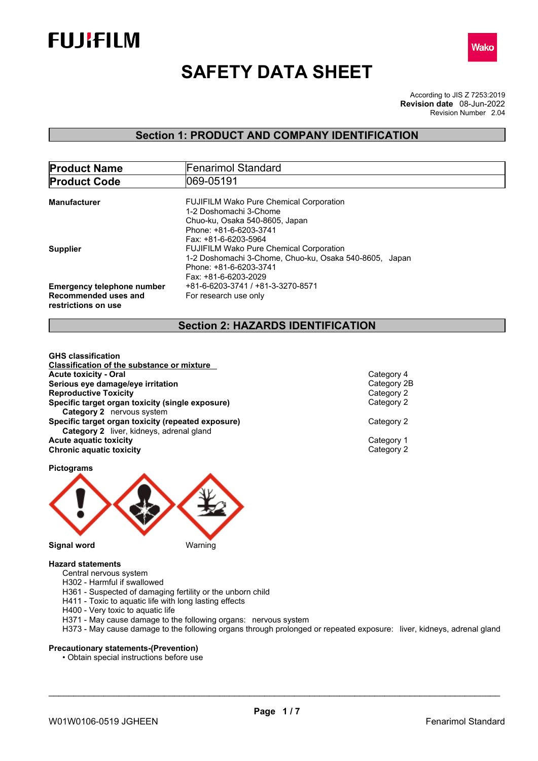FUJIFILM

Wako

# SAFETY DATA SHEET

According to JIS Z 7253:2019
**Revision date** 08-Jun-2022
Revision Number 2.04

## Section 1: PRODUCT AND COMPANY IDENTIFICATION

| **Product Name** | Fenarimol Standard |
|---|---|
| **Product Code** | 069-05191 |

**Manufacturer**
FUJIFILM Wako Pure Chemical Corporation
1-2 Doshomachi 3-Chome
Chuo-ku, Osaka 540-8605, Japan
Phone: +81-6-6203-3741
Fax: +81-6-6203-5964

**Supplier**
FUJIFILM Wako Pure Chemical Corporation
1-2 Doshomachi 3-Chome, Chuo-ku, Osaka 540-8605, Japan
Phone: +81-6-6203-3741
Fax: +81-6-6203-2029

**Emergency telephone number** +81-6-6203-3741 / +81-3-3270-8571

**Recommended uses and restrictions on use** For research use only

## Section 2: HAZARDS IDENTIFICATION

**GHS classification**

**Classification of the substance or mixture**

| | |
|---|---|
| **Acute toxicity - Oral** | Category 4 |
| **Serious eye damage/eye irritation** | Category 2B |
| **Reproductive Toxicity** | Category 2 |
| **Specific target organ toxicity (single exposure)** | Category 2 |
| **Category 2** nervous system | |
| **Specific target organ toxicity (repeated exposure)** | Category 2 |
| **Category 2** liver, kidneys, adrenal gland | |
| **Acute aquatic toxicity** | Category 1 |
| **Chronic aquatic toxicity** | Category 2 |

**Pictograms**

**Signal word** Warning

**Hazard statements**

Central nervous system
H302 - Harmful if swallowed
H361 - Suspected of damaging fertility or the unborn child
H411 - Toxic to aquatic life with long lasting effects
H400 - Very toxic to aquatic life
H371 - May cause damage to the following organs: nervous system
H373 - May cause damage to the following organs through prolonged or repeated exposure: liver, kidneys, adrenal gland

**Precautionary statements-(Prevention)**

- Obtain special instructions before use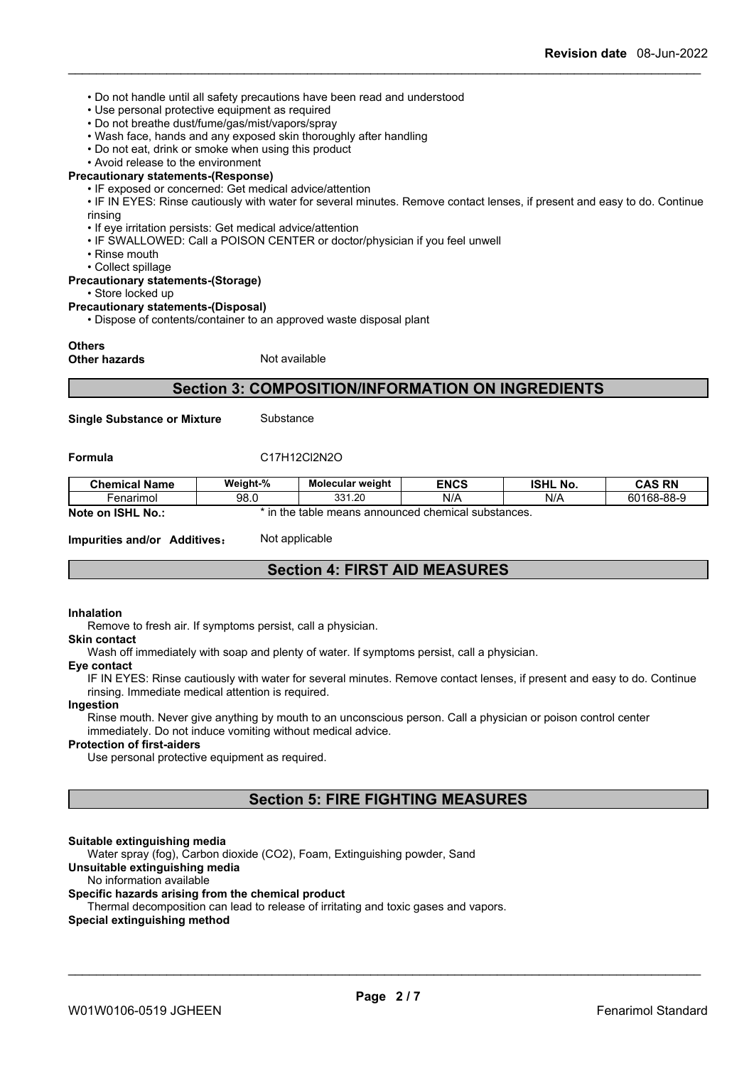- Do not handle until all safety precautions have been read and understood
- Use personal protective equipment as required
- Do not breathe dust/fume/gas/mist/vapors/spray
- Wash face, hands and any exposed skin thoroughly after handling
- Do not eat, drink or smoke when using this product
- Avoid release to the environment

**Precautionary statements-(Response)**

- IF exposed or concerned: Get medical advice/attention
- IF IN EYES: Rinse cautiously with water for several minutes. Remove contact lenses, if present and easy to do. Continue rinsing
- If eye irritation persists: Get medical advice/attention
- IF SWALLOWED: Call a POISON CENTER or doctor/physician if you feel unwell
- Rinse mouth
- Collect spillage

**Precautionary statements-(Storage)**

- Store locked up

**Precautionary statements-(Disposal)**

- Dispose of contents/container to an approved waste disposal plant

**Others**

**Other hazards** Not available

## Section 3: COMPOSITION/INFORMATION ON INGREDIENTS

**Single Substance or Mixture** Substance

**Formula** C17H12Cl2N2O

| Chemical Name | Weight-% | Molecular weight | ENCS | ISHL No. | CAS RN |
|---|---|---|---|---|---|
| Fenarimol | 98.0 | 331.20 | N/A | N/A | 60168-88-9 |

**Note on ISHL No.:** * in the table means announced chemical substances.

**Impurities and/or Additives:** Not applicable

## Section 4: FIRST AID MEASURES

**Inhalation**

Remove to fresh air. If symptoms persist, call a physician.

**Skin contact**

Wash off immediately with soap and plenty of water. If symptoms persist, call a physician.

**Eye contact**

IF IN EYES: Rinse cautiously with water for several minutes. Remove contact lenses, if present and easy to do. Continue rinsing. Immediate medical attention is required.

**Ingestion**

Rinse mouth. Never give anything by mouth to an unconscious person. Call a physician or poison control center immediately. Do not induce vomiting without medical advice.

**Protection of first-aiders**

Use personal protective equipment as required.

## Section 5: FIRE FIGHTING MEASURES

**Suitable extinguishing media**

Water spray (fog), Carbon dioxide (CO2), Foam, Extinguishing powder, Sand

**Unsuitable extinguishing media**

No information available

**Specific hazards arising from the chemical product**

Thermal decomposition can lead to release of irritating and toxic gases and vapors.

**Special extinguishing method**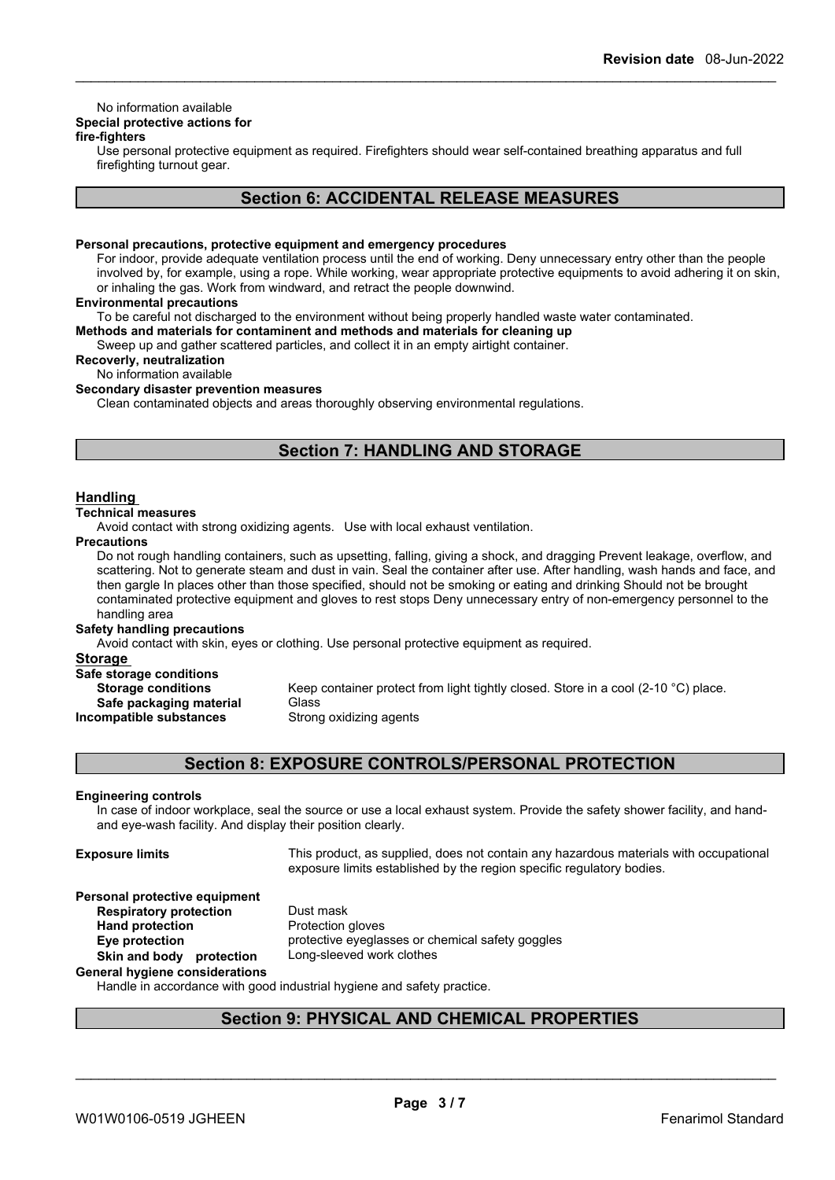No information available

**Special protective actions for fire-fighters**

Use personal protective equipment as required. Firefighters should wear self-contained breathing apparatus and full firefighting turnout gear.

## Section 6: ACCIDENTAL RELEASE MEASURES

**Personal precautions, protective equipment and emergency procedures**

For indoor, provide adequate ventilation process until the end of working. Deny unnecessary entry other than the people involved by, for example, using a rope. While working, wear appropriate protective equipments to avoid adhering it on skin, or inhaling the gas. Work from windward, and retract the people downwind.

**Environmental precautions**

To be careful not discharged to the environment without being properly handled waste water contaminated.

**Methods and materials for contaminent and methods and materials for cleaning up**

Sweep up and gather scattered particles, and collect it in an empty airtight container.

**Recoverly, neutralization**

No information available

**Secondary disaster prevention measures**

Clean contaminated objects and areas thoroughly observing environmental regulations.

## Section 7: HANDLING AND STORAGE

**Handling**

**Technical measures**

Avoid contact with strong oxidizing agents. Use with local exhaust ventilation.

**Precautions**

Do not rough handling containers, such as upsetting, falling, giving a shock, and dragging Prevent leakage, overflow, and scattering. Not to generate steam and dust in vain. Seal the container after use. After handling, wash hands and face, and then gargle In places other than those specified, should not be smoking or eating and drinking Should not be brought contaminated protective equipment and gloves to rest stops Deny unnecessary entry of non-emergency personnel to the handling area

**Safety handling precautions**

Avoid contact with skin, eyes or clothing. Use personal protective equipment as required.

**Storage**

**Safe storage conditions**

| | |
|---|---|
| **Storage conditions** | Keep container protect from light tightly closed. Store in a cool (2-10 °C) place. |
| **Safe packaging material** | Glass |
| **Incompatible substances** | Strong oxidizing agents |

## Section 8: EXPOSURE CONTROLS/PERSONAL PROTECTION

**Engineering controls**

In case of indoor workplace, seal the source or use a local exhaust system. Provide the safety shower facility, and hand- and eye-wash facility. And display their position clearly.

**Exposure limits** This product, as supplied, does not contain any hazardous materials with occupational exposure limits established by the region specific regulatory bodies.

**Personal protective equipment**

| | |
|---|---|
| **Respiratory protection** | Dust mask |
| **Hand protection** | Protection gloves |
| **Eye protection** | protective eyeglasses or chemical safety goggles |
| **Skin and body protection** | Long-sleeved work clothes |

**General hygiene considerations**

Handle in accordance with good industrial hygiene and safety practice.

## Section 9: PHYSICAL AND CHEMICAL PROPERTIES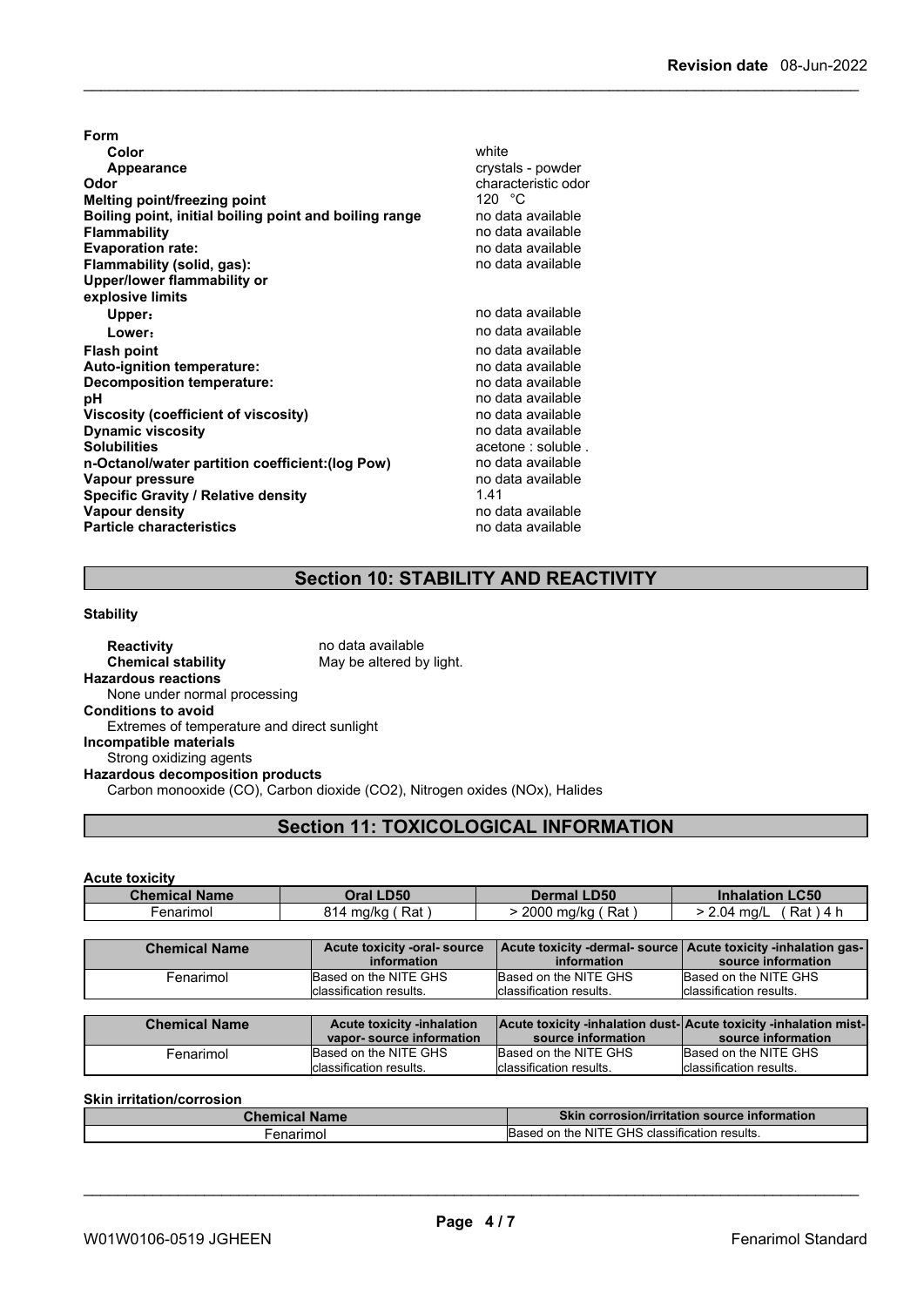**Form**

| | |
|---|---|
| **Color** | white |
| **Appearance** | crystals - powder |
| **Odor** | characteristic odor |
| **Melting point/freezing point** | 120 °C |
| **Boiling point, initial boiling point and boiling range** | no data available |
| **Flammability** | no data available |
| **Evaporation rate:** | no data available |
| **Flammability (solid, gas):** | no data available |
| **Upper/lower flammability or explosive limits** | |
| **Upper:** | no data available |
| **Lower:** | no data available |
| **Flash point** | no data available |
| **Auto-ignition temperature:** | no data available |
| **Decomposition temperature:** | no data available |
| **pH** | no data available |
| **Viscosity (coefficient of viscosity)** | no data available |
| **Dynamic viscosity** | no data available |
| **Solubilities** | acetone : soluble . |
| **n-Octanol/water partition coefficient:(log Pow)** | no data available |
| **Vapour pressure** | no data available |
| **Specific Gravity / Relative density** | 1.41 |
| **Vapour density** | no data available |
| **Particle characteristics** | no data available |

## Section 10: STABILITY AND REACTIVITY

**Stability**

**Reactivity** no data available

**Chemical stability** May be altered by light.

**Hazardous reactions**

None under normal processing

**Conditions to avoid**

Extremes of temperature and direct sunlight

**Incompatible materials**

Strong oxidizing agents

**Hazardous decomposition products**

Carbon monooxide (CO), Carbon dioxide ($CO_2$), Nitrogen oxides (NOx), Halides

## Section 11: TOXICOLOGICAL INFORMATION

**Acute toxicity**

| Chemical Name | Oral LD50 | Dermal LD50 | Inhalation LC50 |
|---|---|---|---|
| Fenarimol | 814 mg/kg ( Rat ) | > 2000 mg/kg ( Rat ) | > 2.04 mg/L ( Rat ) 4 h |

| Chemical Name | Acute toxicity -oral- source information | Acute toxicity -dermal- source information | Acute toxicity -inhalation gas- source information |
|---|---|---|---|
| Fenarimol | Based on the NITE GHS classification results. | Based on the NITE GHS classification results. | Based on the NITE GHS classification results. |

| Chemical Name | Acute toxicity -inhalation vapor- source information | Acute toxicity -inhalation dust- source information | Acute toxicity -inhalation mist- source information |
|---|---|---|---|
| Fenarimol | Based on the NITE GHS classification results. | Based on the NITE GHS classification results. | Based on the NITE GHS classification results. |

**Skin irritation/corrosion**

| Chemical Name | Skin corrosion/irritation source information |
|---|---|
| Fenarimol | Based on the NITE GHS classification results. |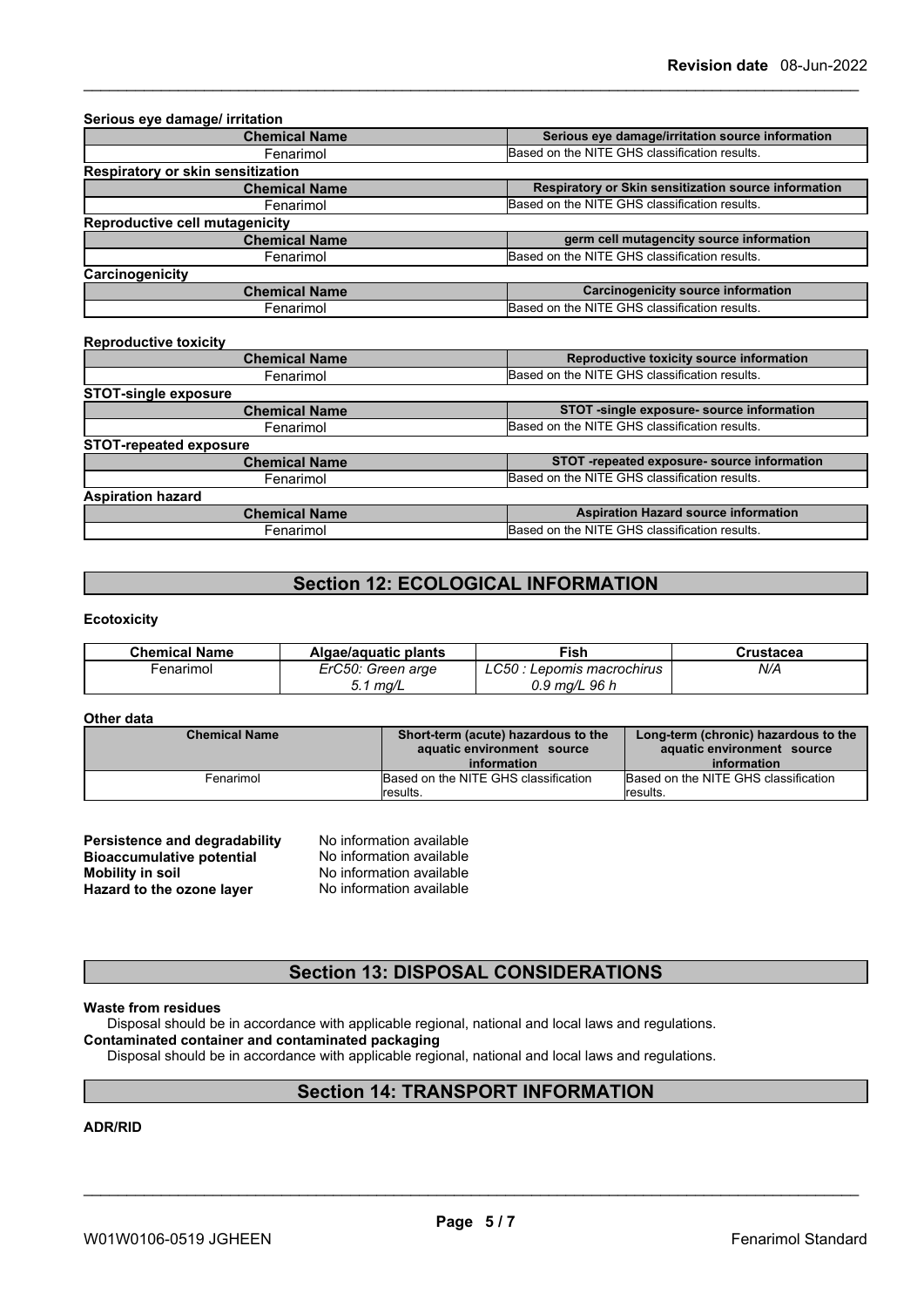**Serious eye damage/ irritation**

| Chemical Name | Serious eye damage/irritation source information |
|---|---|
| Fenarimol | Based on the NITE GHS classification results. |

**Respiratory or skin sensitization**

| Chemical Name | Respiratory or Skin sensitization source information |
|---|---|
| Fenarimol | Based on the NITE GHS classification results. |

**Reproductive cell mutagenicity**

| Chemical Name | germ cell mutagencity source information |
|---|---|
| Fenarimol | Based on the NITE GHS classification results. |

**Carcinogenicity**

| Chemical Name | Carcinogenicity source information |
|---|---|
| Fenarimol | Based on the NITE GHS classification results. |

**Reproductive toxicity**

| Chemical Name | Reproductive toxicity source information |
|---|---|
| Fenarimol | Based on the NITE GHS classification results. |

**STOT-single exposure**

| Chemical Name | STOT -single exposure- source information |
|---|---|
| Fenarimol | Based on the NITE GHS classification results. |

**STOT-repeated exposure**

| Chemical Name | STOT -repeated exposure- source information |
|---|---|
| Fenarimol | Based on the NITE GHS classification results. |

**Aspiration hazard**

| Chemical Name | Aspiration Hazard source information |
|---|---|
| Fenarimol | Based on the NITE GHS classification results. |

## Section 12: ECOLOGICAL INFORMATION

**Ecotoxicity**

| Chemical Name | Algae/aquatic plants | Fish | Crustacea |
|---|---|---|---|
| Fenarimol | *ErC50: Green arge 5.1 mg/L* | *LC50 : Lepomis macrochirus 0.9 mg/L 96 h* | *N/A* |

**Other data**

| Chemical Name | Short-term (acute) hazardous to the aquatic environment source information | Long-term (chronic) hazardous to the aquatic environment source information |
|---|---|---|
| Fenarimol | Based on the NITE GHS classification results. | Based on the NITE GHS classification results. |

**Persistence and degradability** No information available
**Bioaccumulative potential** No information available
**Mobility in soil** No information available
**Hazard to the ozone layer** No information available

## Section 13: DISPOSAL CONSIDERATIONS

**Waste from residues**
Disposal should be in accordance with applicable regional, national and local laws and regulations.
**Contaminated container and contaminated packaging**
Disposal should be in accordance with applicable regional, national and local laws and regulations.

## Section 14: TRANSPORT INFORMATION

**ADR/RID**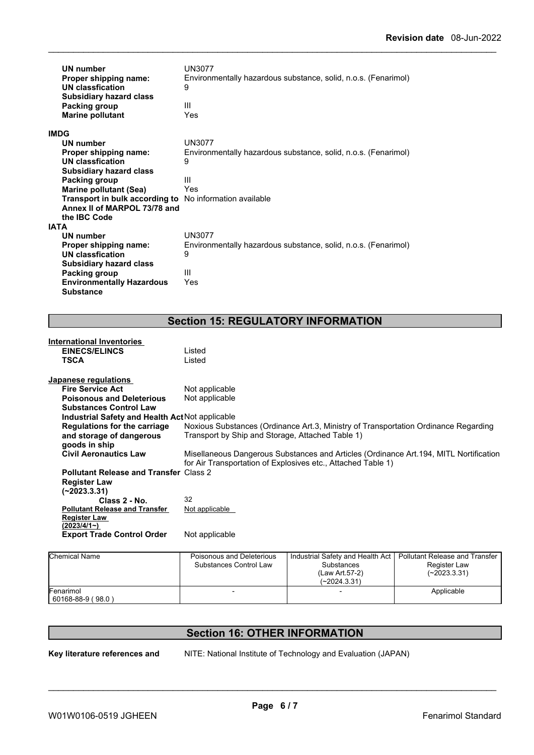**UN number** UN3077
**Proper shipping name:** Environmentally hazardous substance, solid, n.o.s. (Fenarimol)
**UN classfication** 9
**Subsidiary hazard class**
**Packing group** III
**Marine pollutant** Yes

**IMDG**

**UN number** UN3077
**Proper shipping name:** Environmentally hazardous substance, solid, n.o.s. (Fenarimol)
**UN classfication** 9
**Subsidiary hazard class**
**Packing group** III
**Marine pollutant (Sea)** Yes
**Transport in bulk according to Annex II of MARPOL 73/78 and the IBC Code** No information available

**IATA**

**UN number** UN3077
**Proper shipping name:** Environmentally hazardous substance, solid, n.o.s. (Fenarimol)
**UN classfication** 9
**Subsidiary hazard class**
**Packing group** III
**Environmentally Hazardous Substance** Yes

## Section 15: REGULATORY INFORMATION

**International Inventories**

**EINECS/ELINCS** Listed
**TSCA** Listed

**Japanese regulations**

**Fire Service Act** Not applicable
**Poisonous and Deleterious Substances Control Law** Not applicable
**Industrial Safety and Health Act** Not applicable
**Regulations for the carriage and storage of dangerous goods in ship** Noxious Substances (Ordinance Art.3, Ministry of Transportation Ordinance Regarding Transport by Ship and Storage, Attached Table 1)
**Civil Aeronautics Law** Misellaneous Dangerous Substances and Articles (Ordinance Art.194, MITL Notification for Air Transportation of Explosives etc., Attached Table 1)
**Pollutant Release and Transfer Register Law (~2023.3.31)** Class 2
**Class 2 - No.** 32
**Pollutant Release and Transfer Register Law (2023/4/1~)** Not applicable
**Export Trade Control Order** Not applicable

| Chemical Name | Poisonous and Deleterious Substances Control Law | Industrial Safety and Health Act Substances (Law Art.57-2) (~2024.3.31) | Pollutant Release and Transfer Register Law (~2023.3.31) |
|---|---|---|---|
| Fenarimol 60168-88-9 ( 98.0 ) | - | - | Applicable |

## Section 16: OTHER INFORMATION

**Key literature references and** NITE: National Institute of Technology and Evaluation (JAPAN)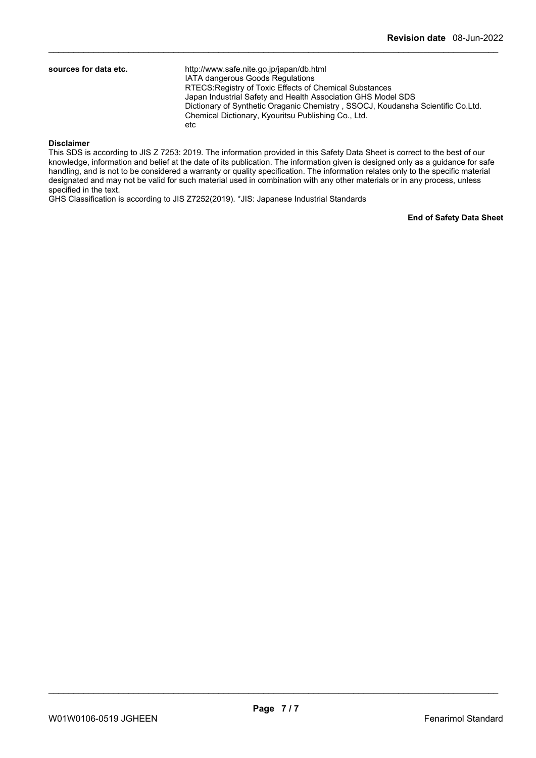**sources for data etc.**

http://www.safe.nite.go.jp/japan/db.html
IATA dangerous Goods Regulations
RTECS:Registry of Toxic Effects of Chemical Substances
Japan Industrial Safety and Health Association GHS Model SDS
Dictionary of Synthetic Oraganic Chemistry , SSOCJ, Koudansha Scientific Co.Ltd.
Chemical Dictionary, Kyouritsu Publishing Co., Ltd.
etc

**Disclaimer**

This SDS is according to JIS Z 7253: 2019. The information provided in this Safety Data Sheet is correct to the best of our knowledge, information and belief at the date of its publication. The information given is designed only as a guidance for safe handling, and is not to be considered a warranty or quality specification. The information relates only to the specific material designated and may not be valid for such material used in combination with any other materials or in any process, unless specified in the text.

GHS Classification is according to JIS Z7252(2019). *JIS: Japanese Industrial Standards

**End of Safety Data Sheet**